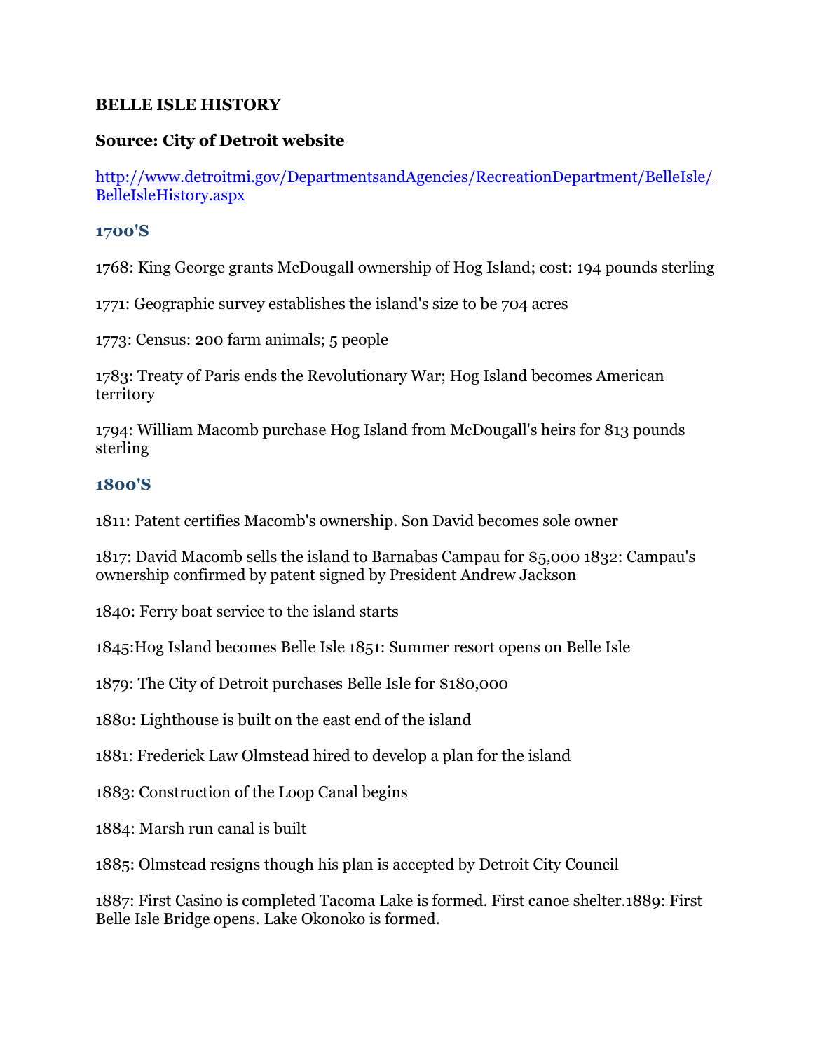**BELLE ISLE HISTORY**

**Source: City of Detroit website**

[http://www.detroitmi.gov/DepartmentsandAgencies/RecreationDepartment/BelleIsle/BelleIsleHistory.aspx](http://www.detroitmi.gov/DepartmentsandAgencies/RecreationDepartment/BelleIsle/BelleIsleHistory.aspx)

## 1700'S

1768: King George grants McDougall ownership of Hog Island; cost: 194 pounds sterling

1771: Geographic survey establishes the island's size to be 704 acres

1773: Census: 200 farm animals; 5 people

1783: Treaty of Paris ends the Revolutionary War; Hog Island becomes American territory

1794: William Macomb purchase Hog Island from McDougall's heirs for 813 pounds sterling

## 1800'S

1811: Patent certifies Macomb's ownership. Son David becomes sole owner

1817: David Macomb sells the island to Barnabas Campau for $5,000 1832: Campau's ownership confirmed by patent signed by President Andrew Jackson

1840: Ferry boat service to the island starts

1845:Hog Island becomes Belle Isle 1851: Summer resort opens on Belle Isle

1879: The City of Detroit purchases Belle Isle for $180,000

1880: Lighthouse is built on the east end of the island

1881: Frederick Law Olmstead hired to develop a plan for the island

1883: Construction of the Loop Canal begins

1884: Marsh run canal is built

1885: Olmstead resigns though his plan is accepted by Detroit City Council

1887: First Casino is completed Tacoma Lake is formed. First canoe shelter.1889: First Belle Isle Bridge opens. Lake Okonoko is formed.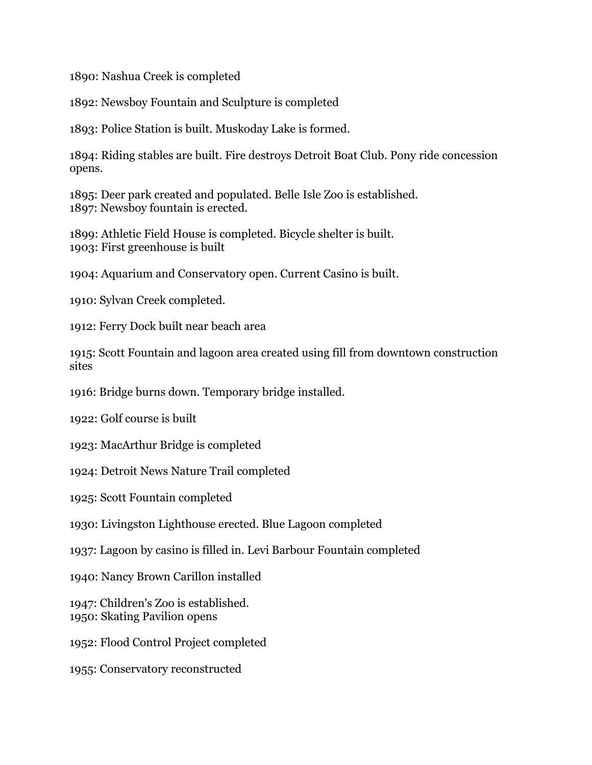1890: Nashua Creek is completed

1892: Newsboy Fountain and Sculpture is completed

1893: Police Station is built. Muskoday Lake is formed.

1894: Riding stables are built. Fire destroys Detroit Boat Club. Pony ride concession opens.

1895: Deer park created and populated. Belle Isle Zoo is established.
1897: Newsboy fountain is erected.

1899: Athletic Field House is completed. Bicycle shelter is built.
1903: First greenhouse is built

1904: Aquarium and Conservatory open. Current Casino is built.

1910: Sylvan Creek completed.

1912: Ferry Dock built near beach area

1915: Scott Fountain and lagoon area created using fill from downtown construction sites

1916: Bridge burns down. Temporary bridge installed.

1922: Golf course is built

1923: MacArthur Bridge is completed

1924: Detroit News Nature Trail completed

1925: Scott Fountain completed

1930: Livingston Lighthouse erected. Blue Lagoon completed

1937: Lagoon by casino is filled in. Levi Barbour Fountain completed

1940: Nancy Brown Carillon installed

1947: Children's Zoo is established.
1950: Skating Pavilion opens

1952: Flood Control Project completed

1955: Conservatory reconstructed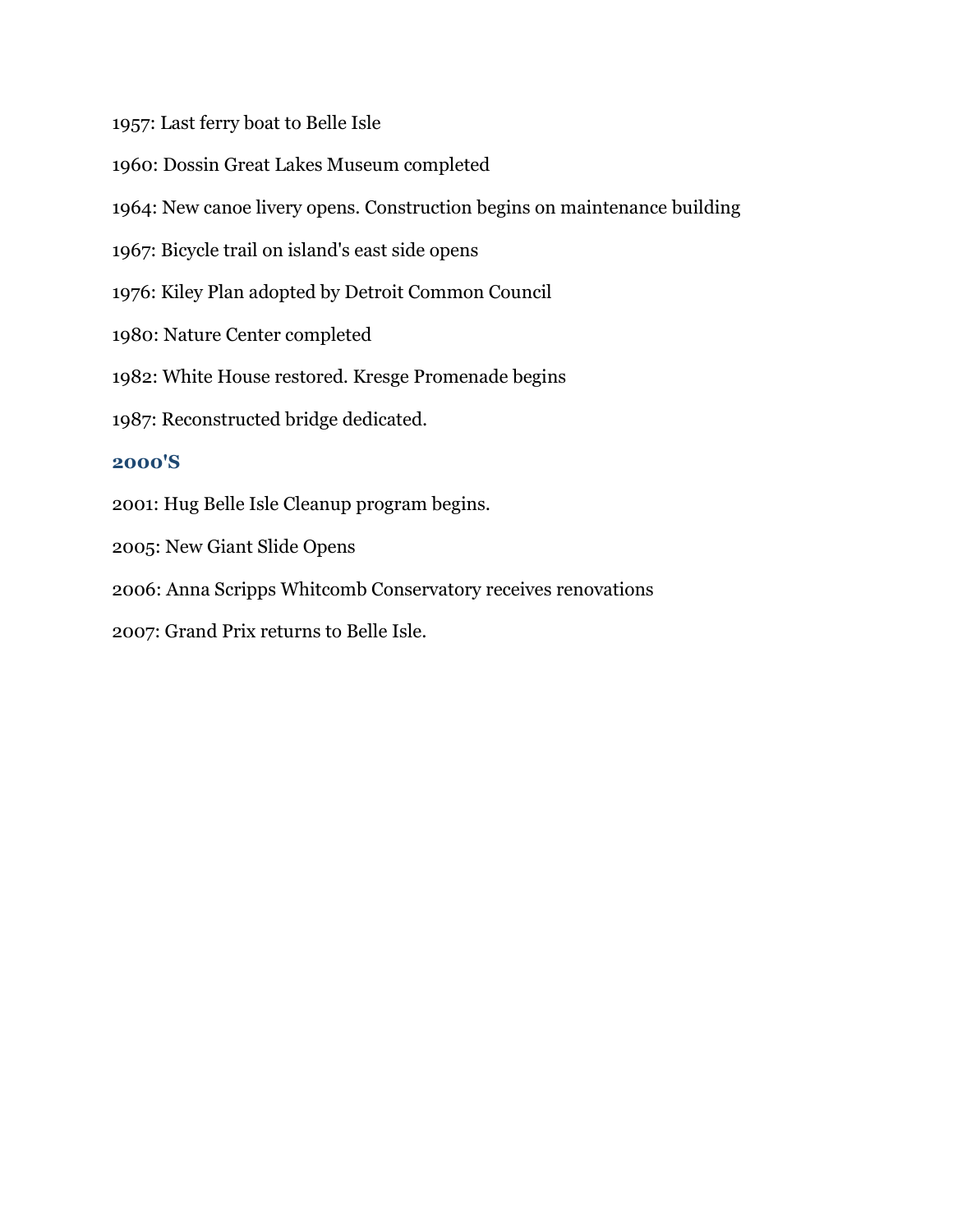1957: Last ferry boat to Belle Isle

1960: Dossin Great Lakes Museum completed

1964: New canoe livery opens. Construction begins on maintenance building

1967: Bicycle trail on island's east side opens

1976: Kiley Plan adopted by Detroit Common Council

1980: Nature Center completed

1982: White House restored. Kresge Promenade begins

1987: Reconstructed bridge dedicated.

### 2000'S

2001: Hug Belle Isle Cleanup program begins.

2005: New Giant Slide Opens

2006: Anna Scripps Whitcomb Conservatory receives renovations

2007: Grand Prix returns to Belle Isle.